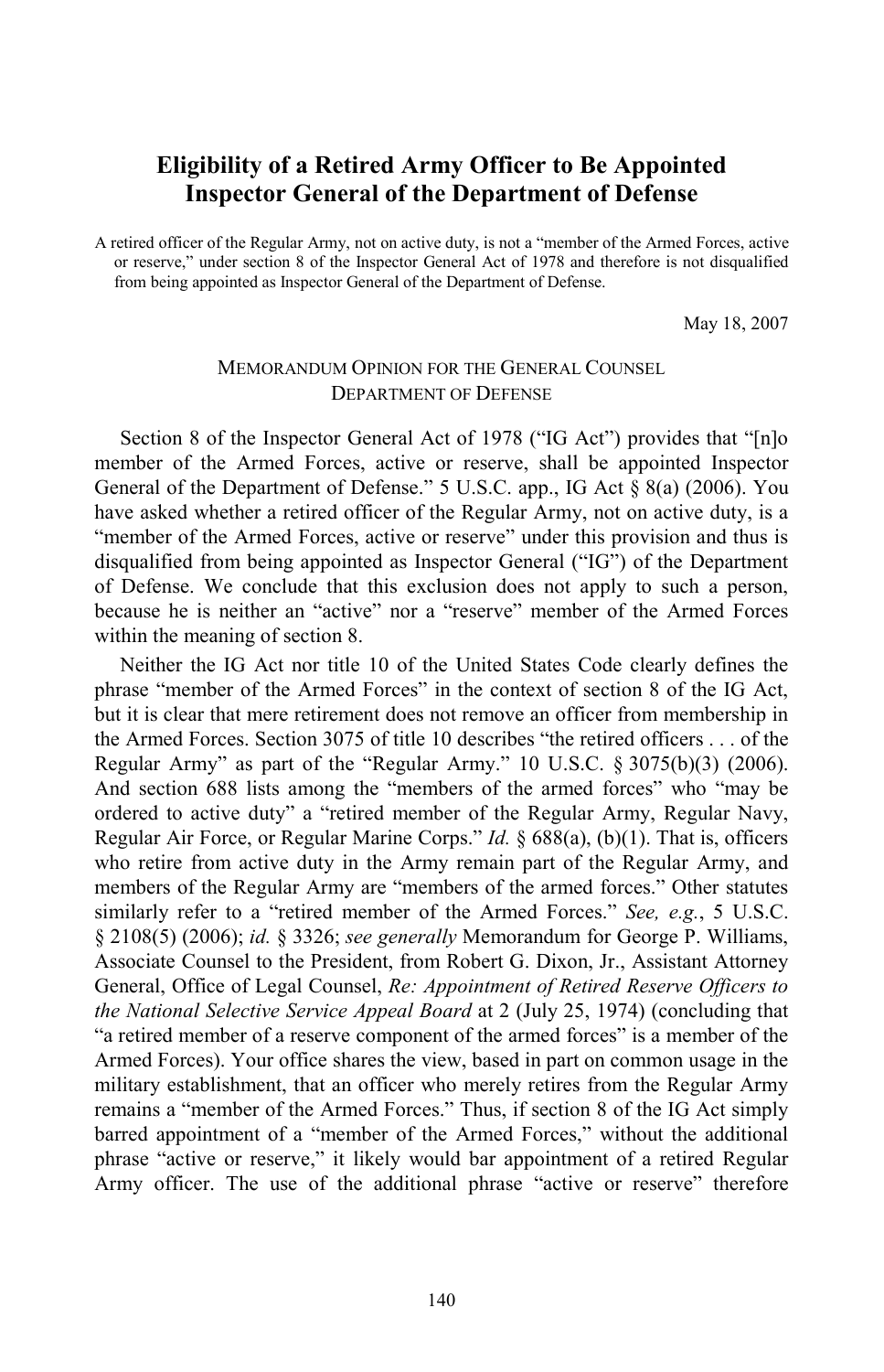# Eligibility of a Retired Army Officer to Be Appointed Inspector General of the Department of Defense

A retired officer of the Regular Army, not on active duty, is not a "member of the Armed Forces, active or reserve," under section 8 of the Inspector General Act of 1978 and therefore is not disqualified from being appointed as Inspector General of the Department of Defense.

May 18, 2007

MEMORANDUM OPINION FOR THE GENERAL COUNSEL
DEPARTMENT OF DEFENSE

Section 8 of the Inspector General Act of 1978 ("IG Act") provides that "[n]o member of the Armed Forces, active or reserve, shall be appointed Inspector General of the Department of Defense." 5 U.S.C. app., IG Act § 8(a) (2006). You have asked whether a retired officer of the Regular Army, not on active duty, is a "member of the Armed Forces, active or reserve" under this provision and thus is disqualified from being appointed as Inspector General ("IG") of the Department of Defense. We conclude that this exclusion does not apply to such a person, because he is neither an "active" nor a "reserve" member of the Armed Forces within the meaning of section 8.

Neither the IG Act nor title 10 of the United States Code clearly defines the phrase "member of the Armed Forces" in the context of section 8 of the IG Act, but it is clear that mere retirement does not remove an officer from membership in the Armed Forces. Section 3075 of title 10 describes "the retired officers . . . of the Regular Army" as part of the "Regular Army." 10 U.S.C. § 3075(b)(3) (2006). And section 688 lists among the "members of the armed forces" who "may be ordered to active duty" a "retired member of the Regular Army, Regular Navy, Regular Air Force, or Regular Marine Corps." *Id.* § 688(a), (b)(1). That is, officers who retire from active duty in the Army remain part of the Regular Army, and members of the Regular Army are "members of the armed forces." Other statutes similarly refer to a "retired member of the Armed Forces." *See, e.g.*, 5 U.S.C. § 2108(5) (2006); *id.* § 3326; *see generally* Memorandum for George P. Williams, Associate Counsel to the President, from Robert G. Dixon, Jr., Assistant Attorney General, Office of Legal Counsel, *Re: Appointment of Retired Reserve Officers to the National Selective Service Appeal Board* at 2 (July 25, 1974) (concluding that "a retired member of a reserve component of the armed forces" is a member of the Armed Forces). Your office shares the view, based in part on common usage in the military establishment, that an officer who merely retires from the Regular Army remains a "member of the Armed Forces." Thus, if section 8 of the IG Act simply barred appointment of a "member of the Armed Forces," without the additional phrase "active or reserve," it likely would bar appointment of a retired Regular Army officer. The use of the additional phrase "active or reserve" therefore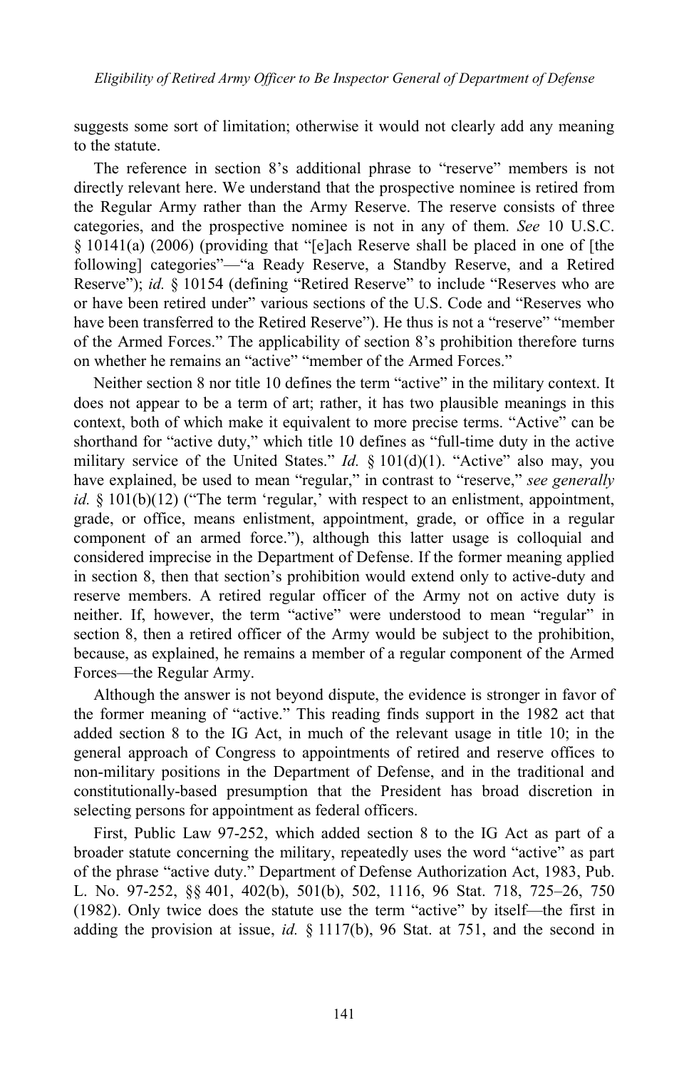suggests some sort of limitation; otherwise it would not clearly add any meaning to the statute.

The reference in section 8's additional phrase to "reserve" members is not directly relevant here. We understand that the prospective nominee is retired from the Regular Army rather than the Army Reserve. The reserve consists of three categories, and the prospective nominee is not in any of them. *See* 10 U.S.C. § 10141(a) (2006) (providing that "[e]ach Reserve shall be placed in one of [the following] categories"—"a Ready Reserve, a Standby Reserve, and a Retired Reserve"); *id.* § 10154 (defining "Retired Reserve" to include "Reserves who are or have been retired under" various sections of the U.S. Code and "Reserves who have been transferred to the Retired Reserve"). He thus is not a "reserve" "member of the Armed Forces." The applicability of section 8's prohibition therefore turns on whether he remains an "active" "member of the Armed Forces."

Neither section 8 nor title 10 defines the term "active" in the military context. It does not appear to be a term of art; rather, it has two plausible meanings in this context, both of which make it equivalent to more precise terms. "Active" can be shorthand for "active duty," which title 10 defines as "full-time duty in the active military service of the United States." *Id.* § 101(d)(1). "Active" also may, you have explained, be used to mean "regular," in contrast to "reserve," *see generally id.* § 101(b)(12) ("The term 'regular,' with respect to an enlistment, appointment, grade, or office, means enlistment, appointment, grade, or office in a regular component of an armed force."), although this latter usage is colloquial and considered imprecise in the Department of Defense. If the former meaning applied in section 8, then that section's prohibition would extend only to active-duty and reserve members. A retired regular officer of the Army not on active duty is neither. If, however, the term "active" were understood to mean "regular" in section 8, then a retired officer of the Army would be subject to the prohibition, because, as explained, he remains a member of a regular component of the Armed Forces—the Regular Army.

Although the answer is not beyond dispute, the evidence is stronger in favor of the former meaning of "active." This reading finds support in the 1982 act that added section 8 to the IG Act, in much of the relevant usage in title 10; in the general approach of Congress to appointments of retired and reserve offices to non-military positions in the Department of Defense, and in the traditional and constitutionally-based presumption that the President has broad discretion in selecting persons for appointment as federal officers.

First, Public Law 97-252, which added section 8 to the IG Act as part of a broader statute concerning the military, repeatedly uses the word "active" as part of the phrase "active duty." Department of Defense Authorization Act, 1983, Pub. L. No. 97-252, §§ 401, 402(b), 501(b), 502, 1116, 96 Stat. 718, 725–26, 750 (1982). Only twice does the statute use the term "active" by itself—the first in adding the provision at issue, *id.* § 1117(b), 96 Stat. at 751, and the second in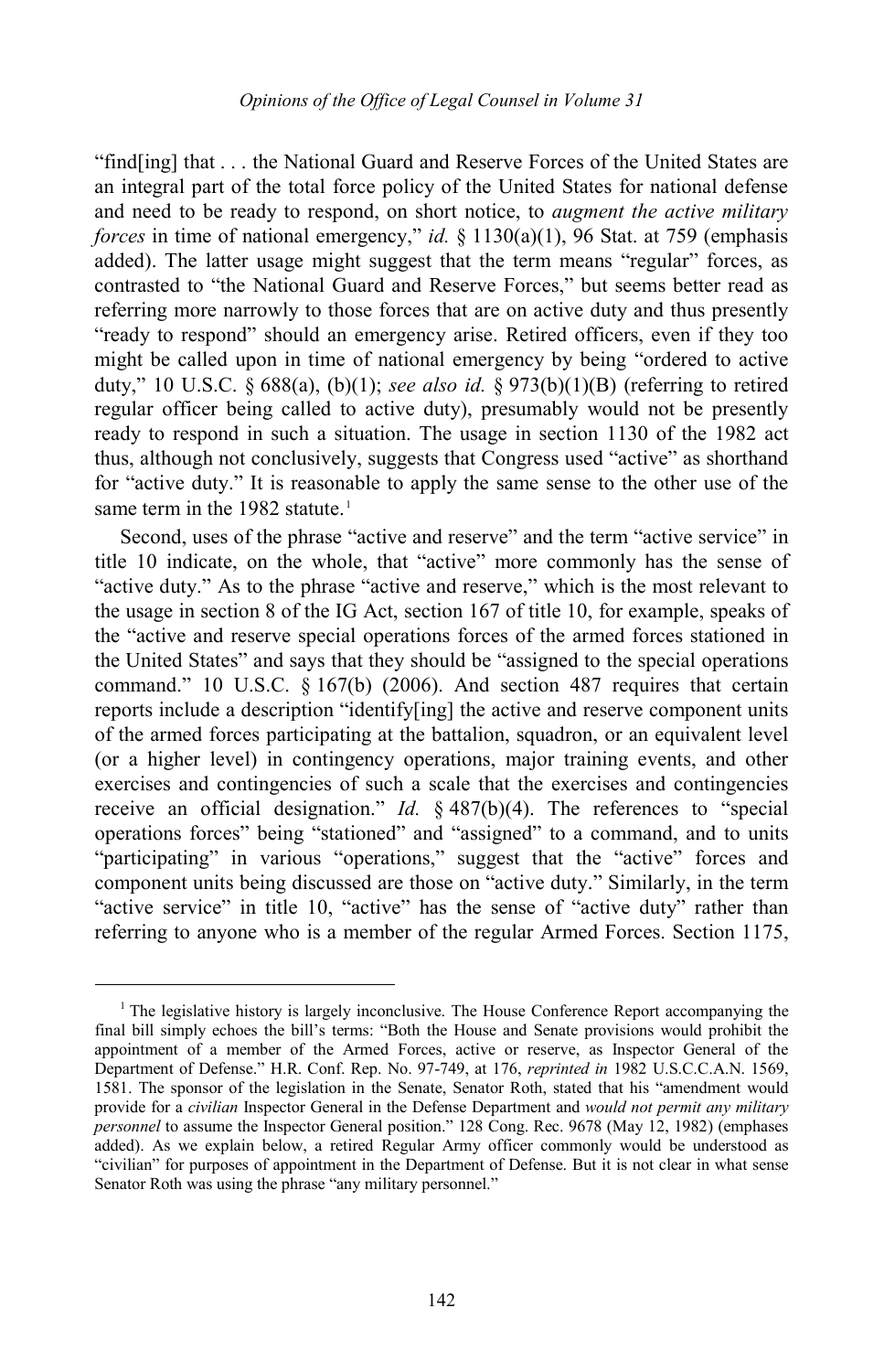"find[ing] that . . . the National Guard and Reserve Forces of the United States are an integral part of the total force policy of the United States for national defense and need to be ready to respond, on short notice, to *augment the active military forces* in time of national emergency," *id.* § 1130(a)(1), 96 Stat. at 759 (emphasis added). The latter usage might suggest that the term means "regular" forces, as contrasted to "the National Guard and Reserve Forces," but seems better read as referring more narrowly to those forces that are on active duty and thus presently "ready to respond" should an emergency arise. Retired officers, even if they too might be called upon in time of national emergency by being "ordered to active duty," 10 U.S.C. § 688(a), (b)(1); *see also id.* § 973(b)(1)(B) (referring to retired regular officer being called to active duty), presumably would not be presently ready to respond in such a situation. The usage in section 1130 of the 1982 act thus, although not conclusively, suggests that Congress used "active" as shorthand for "active duty." It is reasonable to apply the same sense to the other use of the same term in the 1982 statute.[1]

Second, uses of the phrase "active and reserve" and the term "active service" in title 10 indicate, on the whole, that "active" more commonly has the sense of "active duty." As to the phrase "active and reserve," which is the most relevant to the usage in section 8 of the IG Act, section 167 of title 10, for example, speaks of the "active and reserve special operations forces of the armed forces stationed in the United States" and says that they should be "assigned to the special operations command." 10 U.S.C. § 167(b) (2006). And section 487 requires that certain reports include a description "identify[ing] the active and reserve component units of the armed forces participating at the battalion, squadron, or an equivalent level (or a higher level) in contingency operations, major training events, and other exercises and contingencies of such a scale that the exercises and contingencies receive an official designation." *Id.* § 487(b)(4). The references to "special operations forces" being "stationed" and "assigned" to a command, and to units "participating" in various "operations," suggest that the "active" forces and component units being discussed are those on "active duty." Similarly, in the term "active service" in title 10, "active" has the sense of "active duty" rather than referring to anyone who is a member of the regular Armed Forces. Section 1175,

[1] The legislative history is largely inconclusive. The House Conference Report accompanying the final bill simply echoes the bill's terms: "Both the House and Senate provisions would prohibit the appointment of a member of the Armed Forces, active or reserve, as Inspector General of the Department of Defense." H.R. Conf. Rep. No. 97-749, at 176, *reprinted in* 1982 U.S.C.C.A.N. 1569, 1581. The sponsor of the legislation in the Senate, Senator Roth, stated that his "amendment would provide for a *civilian* Inspector General in the Defense Department and *would not permit any military personnel* to assume the Inspector General position." 128 Cong. Rec. 9678 (May 12, 1982) (emphases added). As we explain below, a retired Regular Army officer commonly would be understood as "civilian" for purposes of appointment in the Department of Defense. But it is not clear in what sense Senator Roth was using the phrase "any military personnel."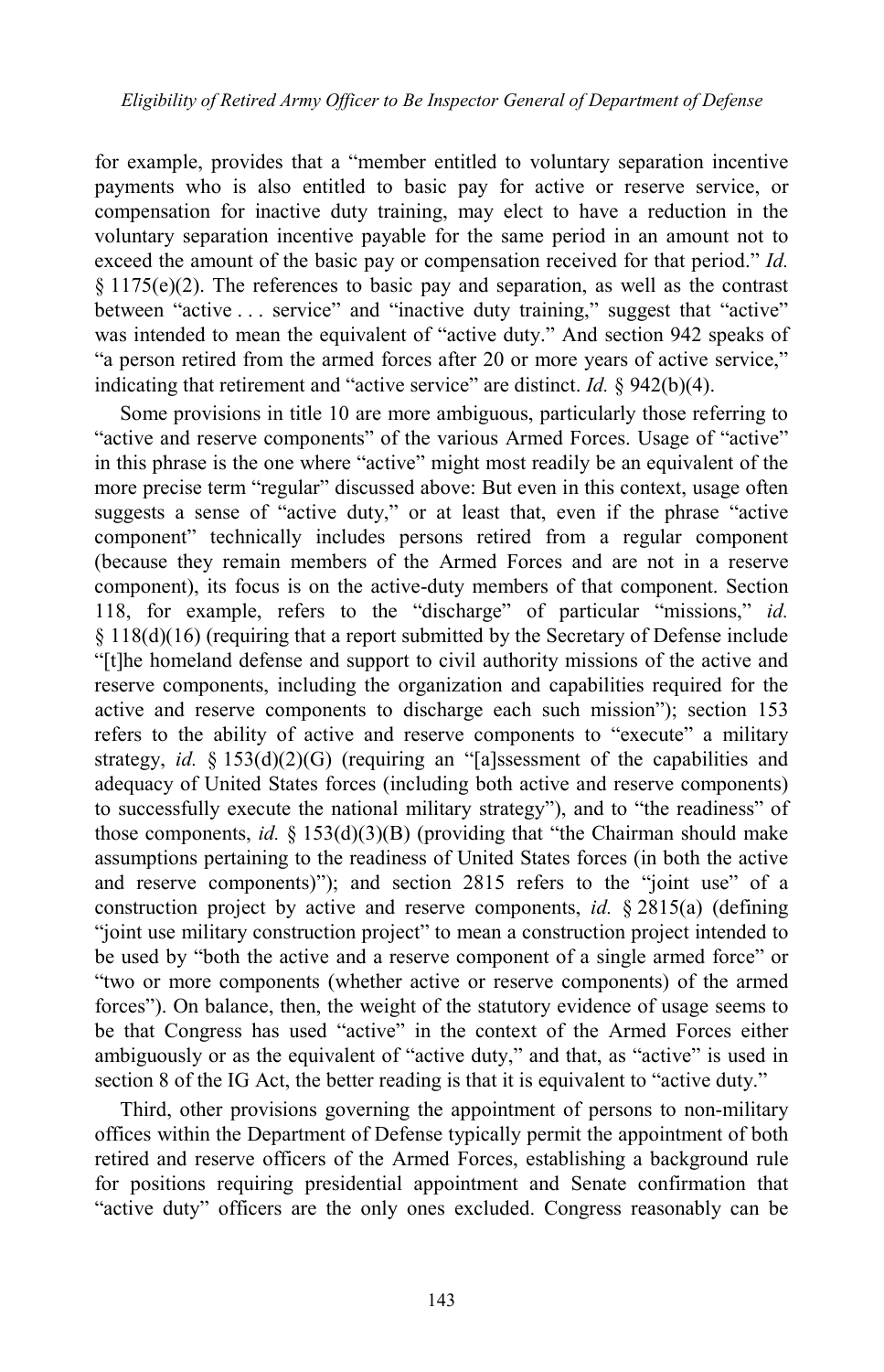for example, provides that a "member entitled to voluntary separation incentive payments who is also entitled to basic pay for active or reserve service, or compensation for inactive duty training, may elect to have a reduction in the voluntary separation incentive payable for the same period in an amount not to exceed the amount of the basic pay or compensation received for that period." *Id.* § 1175(e)(2). The references to basic pay and separation, as well as the contrast between "active . . . service" and "inactive duty training," suggest that "active" was intended to mean the equivalent of "active duty." And section 942 speaks of "a person retired from the armed forces after 20 or more years of active service," indicating that retirement and "active service" are distinct. *Id.* § 942(b)(4).

Some provisions in title 10 are more ambiguous, particularly those referring to "active and reserve components" of the various Armed Forces. Usage of "active" in this phrase is the one where "active" might most readily be an equivalent of the more precise term "regular" discussed above: But even in this context, usage often suggests a sense of "active duty," or at least that, even if the phrase "active component" technically includes persons retired from a regular component (because they remain members of the Armed Forces and are not in a reserve component), its focus is on the active-duty members of that component. Section 118, for example, refers to the "discharge" of particular "missions," *id.* § 118(d)(16) (requiring that a report submitted by the Secretary of Defense include "[t]he homeland defense and support to civil authority missions of the active and reserve components, including the organization and capabilities required for the active and reserve components to discharge each such mission"); section 153 refers to the ability of active and reserve components to "execute" a military strategy, *id.* § 153(d)(2)(G) (requiring an "[a]ssessment of the capabilities and adequacy of United States forces (including both active and reserve components) to successfully execute the national military strategy"), and to "the readiness" of those components, *id.* § 153(d)(3)(B) (providing that "the Chairman should make assumptions pertaining to the readiness of United States forces (in both the active and reserve components)"); and section 2815 refers to the "joint use" of a construction project by active and reserve components, *id.* § 2815(a) (defining "joint use military construction project" to mean a construction project intended to be used by "both the active and a reserve component of a single armed force" or "two or more components (whether active or reserve components) of the armed forces"). On balance, then, the weight of the statutory evidence of usage seems to be that Congress has used "active" in the context of the Armed Forces either ambiguously or as the equivalent of "active duty," and that, as "active" is used in section 8 of the IG Act, the better reading is that it is equivalent to "active duty."

Third, other provisions governing the appointment of persons to non-military offices within the Department of Defense typically permit the appointment of both retired and reserve officers of the Armed Forces, establishing a background rule for positions requiring presidential appointment and Senate confirmation that "active duty" officers are the only ones excluded. Congress reasonably can be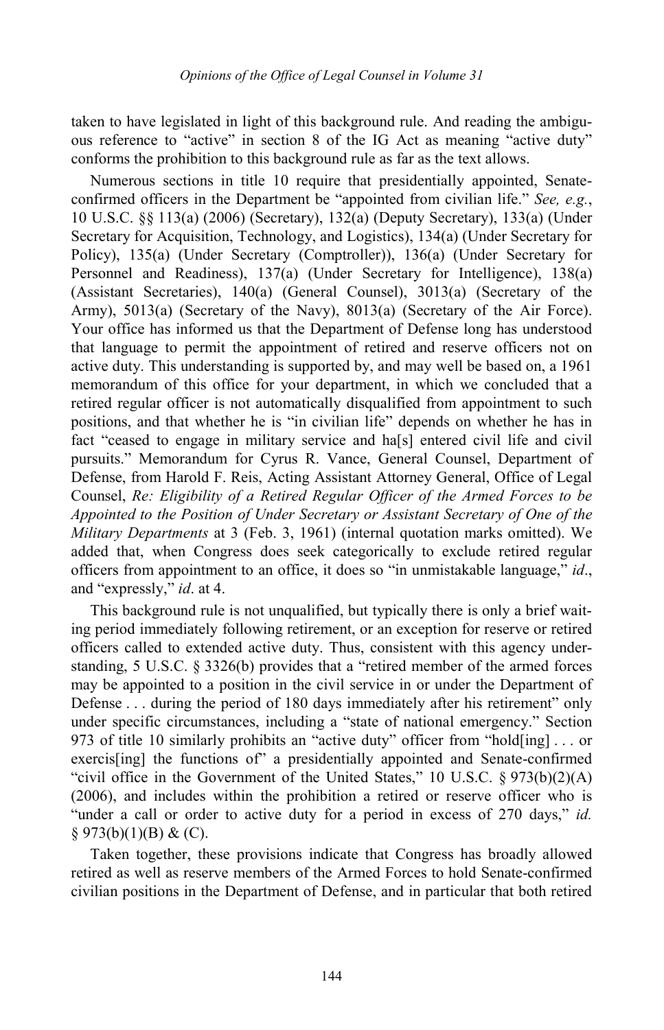taken to have legislated in light of this background rule. And reading the ambiguous reference to "active" in section 8 of the IG Act as meaning "active duty" conforms the prohibition to this background rule as far as the text allows.

Numerous sections in title 10 require that presidentially appointed, Senate-confirmed officers in the Department be "appointed from civilian life." *See, e.g.*, 10 U.S.C. §§ 113(a) (2006) (Secretary), 132(a) (Deputy Secretary), 133(a) (Under Secretary for Acquisition, Technology, and Logistics), 134(a) (Under Secretary for Policy), 135(a) (Under Secretary (Comptroller)), 136(a) (Under Secretary for Personnel and Readiness), 137(a) (Under Secretary for Intelligence), 138(a) (Assistant Secretaries), 140(a) (General Counsel), 3013(a) (Secretary of the Army), 5013(a) (Secretary of the Navy), 8013(a) (Secretary of the Air Force). Your office has informed us that the Department of Defense long has understood that language to permit the appointment of retired and reserve officers not on active duty. This understanding is supported by, and may well be based on, a 1961 memorandum of this office for your department, in which we concluded that a retired regular officer is not automatically disqualified from appointment to such positions, and that whether he is "in civilian life" depends on whether he has in fact "ceased to engage in military service and ha[s] entered civil life and civil pursuits." Memorandum for Cyrus R. Vance, General Counsel, Department of Defense, from Harold F. Reis, Acting Assistant Attorney General, Office of Legal Counsel, *Re: Eligibility of a Retired Regular Officer of the Armed Forces to be Appointed to the Position of Under Secretary or Assistant Secretary of One of the Military Departments* at 3 (Feb. 3, 1961) (internal quotation marks omitted). We added that, when Congress does seek categorically to exclude retired regular officers from appointment to an office, it does so "in unmistakable language," *id*., and "expressly," *id*. at 4.

This background rule is not unqualified, but typically there is only a brief waiting period immediately following retirement, or an exception for reserve or retired officers called to extended active duty. Thus, consistent with this agency understanding, 5 U.S.C. § 3326(b) provides that a "retired member of the armed forces may be appointed to a position in the civil service in or under the Department of Defense . . . during the period of 180 days immediately after his retirement" only under specific circumstances, including a "state of national emergency." Section 973 of title 10 similarly prohibits an "active duty" officer from "hold[ing] . . . or exercis[ing] the functions of" a presidentially appointed and Senate-confirmed "civil office in the Government of the United States," 10 U.S.C. § 973(b)(2)(A) (2006), and includes within the prohibition a retired or reserve officer who is "under a call or order to active duty for a period in excess of 270 days," *id.* § 973(b)(1)(B) & (C).

Taken together, these provisions indicate that Congress has broadly allowed retired as well as reserve members of the Armed Forces to hold Senate-confirmed civilian positions in the Department of Defense, and in particular that both retired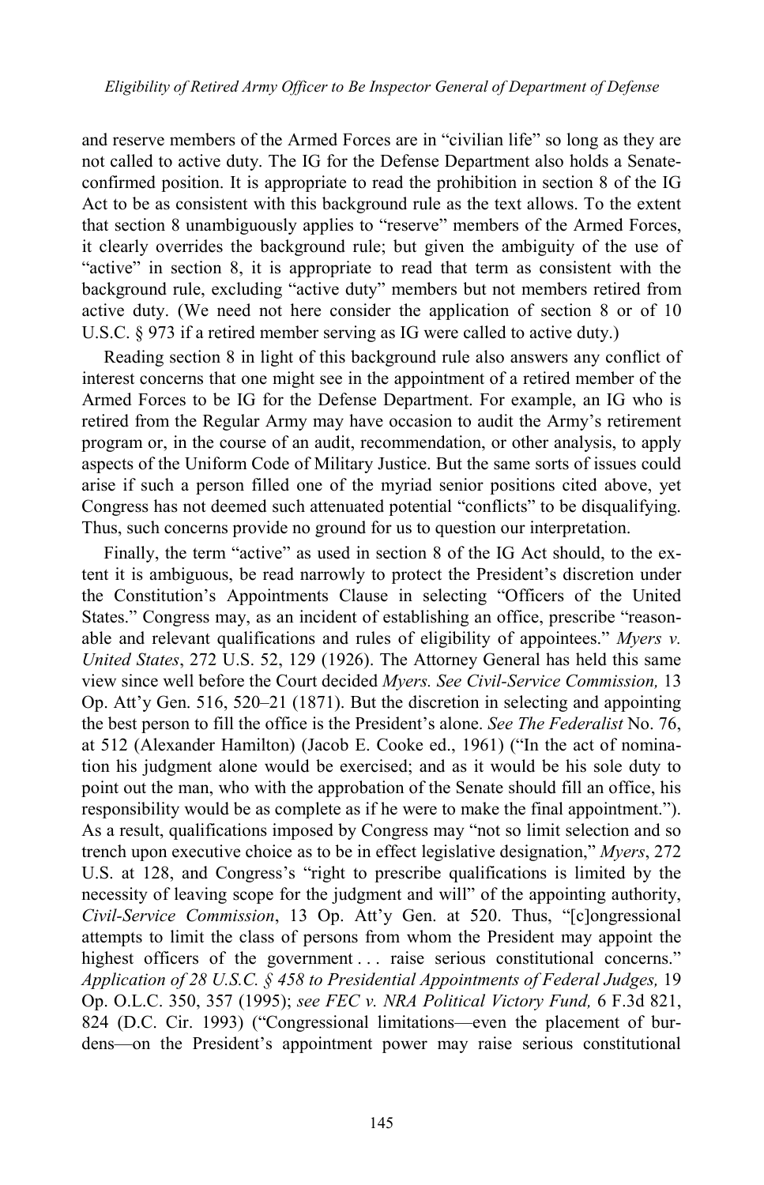and reserve members of the Armed Forces are in "civilian life" so long as they are not called to active duty. The IG for the Defense Department also holds a Senate-confirmed position. It is appropriate to read the prohibition in section 8 of the IG Act to be as consistent with this background rule as the text allows. To the extent that section 8 unambiguously applies to "reserve" members of the Armed Forces, it clearly overrides the background rule; but given the ambiguity of the use of "active" in section 8, it is appropriate to read that term as consistent with the background rule, excluding "active duty" members but not members retired from active duty. (We need not here consider the application of section 8 or of 10 U.S.C. § 973 if a retired member serving as IG were called to active duty.)

Reading section 8 in light of this background rule also answers any conflict of interest concerns that one might see in the appointment of a retired member of the Armed Forces to be IG for the Defense Department. For example, an IG who is retired from the Regular Army may have occasion to audit the Army's retirement program or, in the course of an audit, recommendation, or other analysis, to apply aspects of the Uniform Code of Military Justice. But the same sorts of issues could arise if such a person filled one of the myriad senior positions cited above, yet Congress has not deemed such attenuated potential "conflicts" to be disqualifying. Thus, such concerns provide no ground for us to question our interpretation.

Finally, the term "active" as used in section 8 of the IG Act should, to the extent it is ambiguous, be read narrowly to protect the President's discretion under the Constitution's Appointments Clause in selecting "Officers of the United States." Congress may, as an incident of establishing an office, prescribe "reasonable and relevant qualifications and rules of eligibility of appointees." *Myers v. United States*, 272 U.S. 52, 129 (1926). The Attorney General has held this same view since well before the Court decided *Myers. See Civil-Service Commission,* 13 Op. Att'y Gen. 516, 520–21 (1871). But the discretion in selecting and appointing the best person to fill the office is the President's alone. *See The Federalist* No. 76, at 512 (Alexander Hamilton) (Jacob E. Cooke ed., 1961) ("In the act of nomination his judgment alone would be exercised; and as it would be his sole duty to point out the man, who with the approbation of the Senate should fill an office, his responsibility would be as complete as if he were to make the final appointment."). As a result, qualifications imposed by Congress may "not so limit selection and so trench upon executive choice as to be in effect legislative designation," *Myers*, 272 U.S. at 128, and Congress's "right to prescribe qualifications is limited by the necessity of leaving scope for the judgment and will" of the appointing authority, *Civil-Service Commission*, 13 Op. Att'y Gen. at 520. Thus, "[c]ongressional attempts to limit the class of persons from whom the President may appoint the highest officers of the government . . . raise serious constitutional concerns." *Application of 28 U.S.C. § 458 to Presidential Appointments of Federal Judges,* 19 Op. O.L.C. 350, 357 (1995); *see FEC v. NRA Political Victory Fund,* 6 F.3d 821, 824 (D.C. Cir. 1993) ("Congressional limitations—even the placement of burdens—on the President's appointment power may raise serious constitutional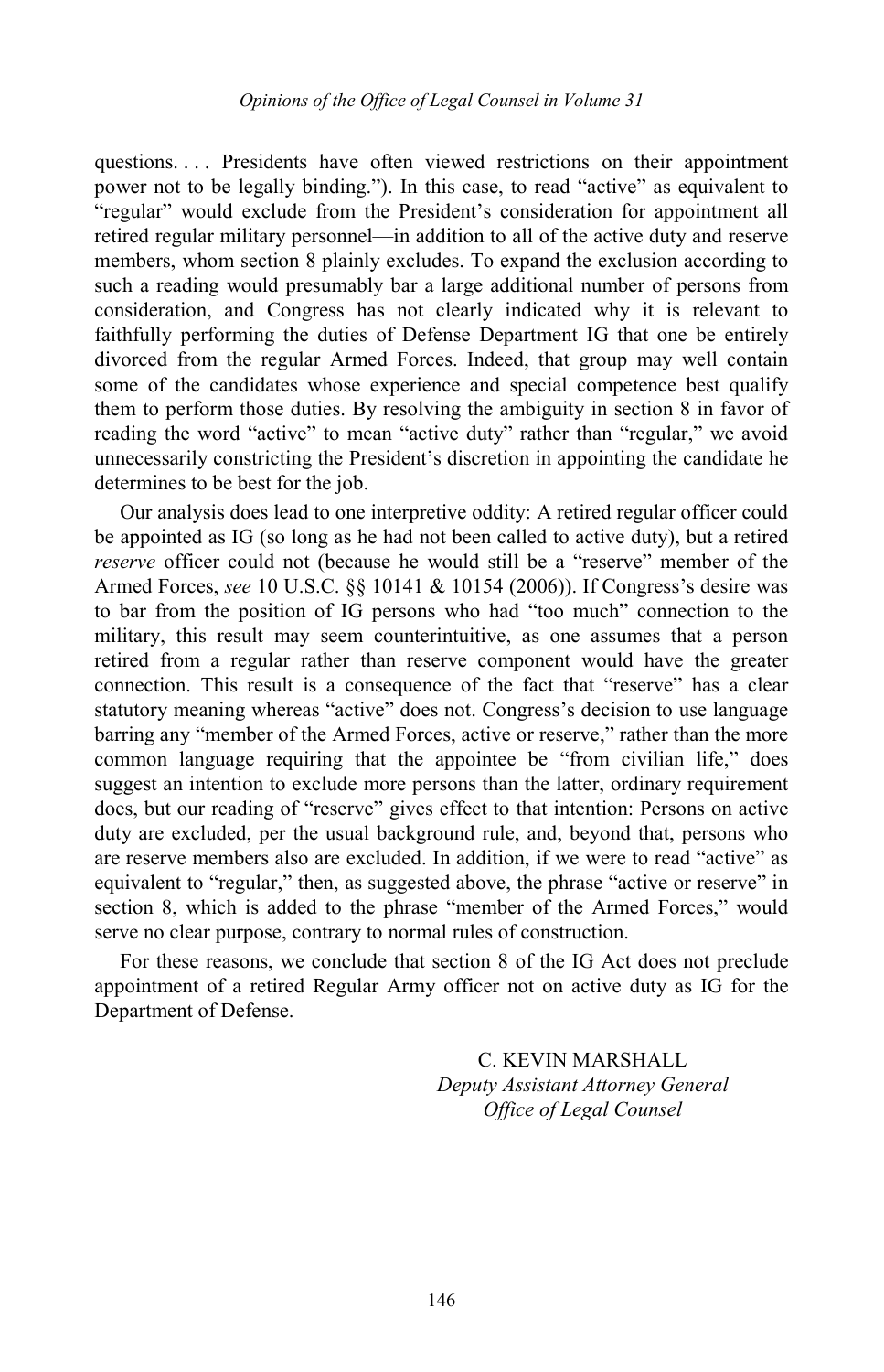questions. . . . Presidents have often viewed restrictions on their appointment power not to be legally binding."). In this case, to read "active" as equivalent to "regular" would exclude from the President's consideration for appointment all retired regular military personnel—in addition to all of the active duty and reserve members, whom section 8 plainly excludes. To expand the exclusion according to such a reading would presumably bar a large additional number of persons from consideration, and Congress has not clearly indicated why it is relevant to faithfully performing the duties of Defense Department IG that one be entirely divorced from the regular Armed Forces. Indeed, that group may well contain some of the candidates whose experience and special competence best qualify them to perform those duties. By resolving the ambiguity in section 8 in favor of reading the word "active" to mean "active duty" rather than "regular," we avoid unnecessarily constricting the President's discretion in appointing the candidate he determines to be best for the job.

Our analysis does lead to one interpretive oddity: A retired regular officer could be appointed as IG (so long as he had not been called to active duty), but a retired *reserve* officer could not (because he would still be a "reserve" member of the Armed Forces, *see* 10 U.S.C. §§ 10141 & 10154 (2006)). If Congress's desire was to bar from the position of IG persons who had "too much" connection to the military, this result may seem counterintuitive, as one assumes that a person retired from a regular rather than reserve component would have the greater connection. This result is a consequence of the fact that "reserve" has a clear statutory meaning whereas "active" does not. Congress's decision to use language barring any "member of the Armed Forces, active or reserve," rather than the more common language requiring that the appointee be "from civilian life," does suggest an intention to exclude more persons than the latter, ordinary requirement does, but our reading of "reserve" gives effect to that intention: Persons on active duty are excluded, per the usual background rule, and, beyond that, persons who are reserve members also are excluded. In addition, if we were to read "active" as equivalent to "regular," then, as suggested above, the phrase "active or reserve" in section 8, which is added to the phrase "member of the Armed Forces," would serve no clear purpose, contrary to normal rules of construction.

For these reasons, we conclude that section 8 of the IG Act does not preclude appointment of a retired Regular Army officer not on active duty as IG for the Department of Defense.

C. KEVIN MARSHALL
*Deputy Assistant Attorney General*
*Office of Legal Counsel*